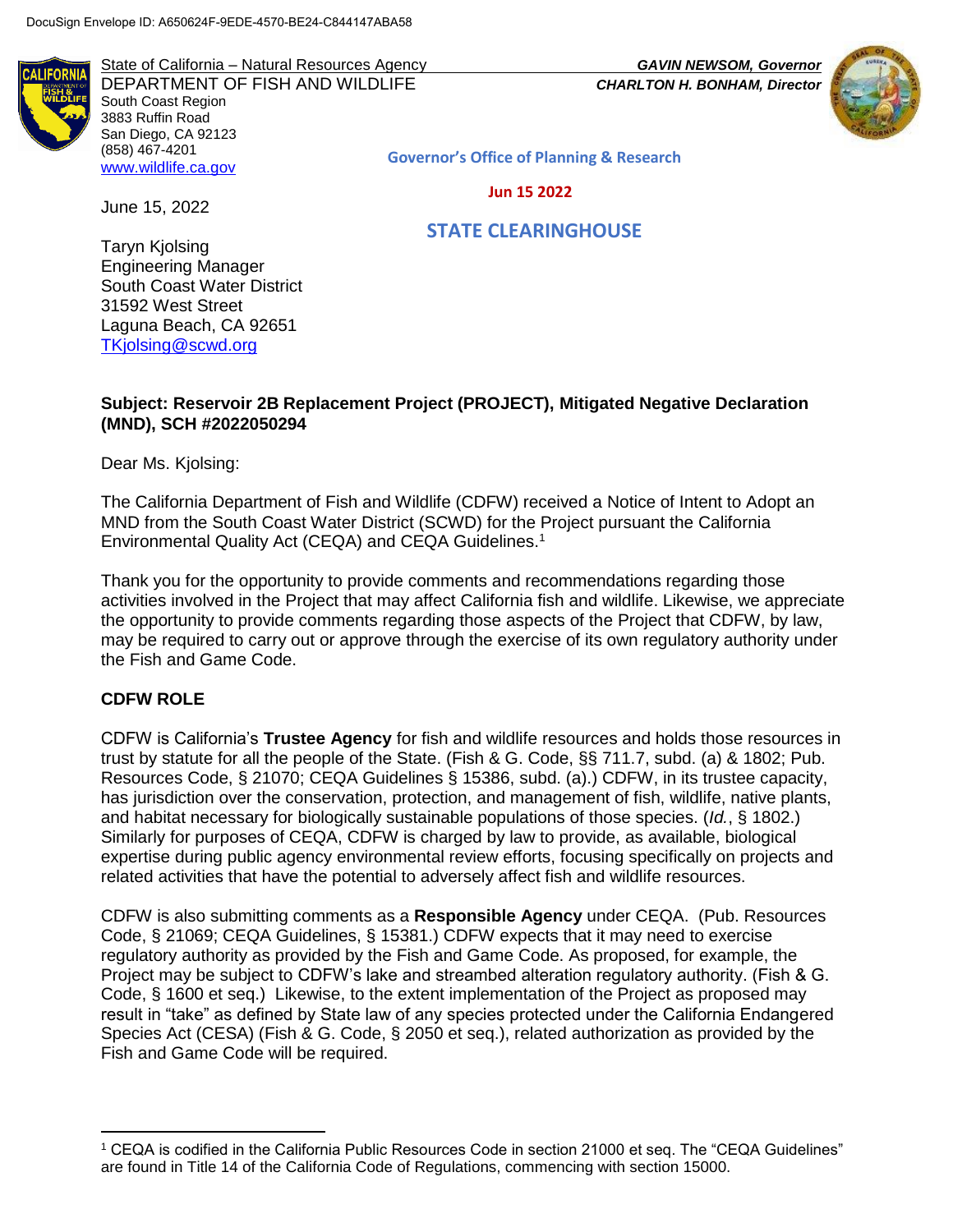DocuSign Envelope ID: A650624F-9EDE-4570-BE24-C844147ABA58

State of California – Natural Resources Agency
DEPARTMENT OF FISH AND WILDLIFE
South Coast Region
3883 Ruffin Road
San Diego, CA 92123
(858) 467-4201
www.wildlife.ca.gov

*GAVIN NEWSOM, Governor*
*CHARLTON H. BONHAM, Director*

Governor's Office of Planning & Research

Jun 15 2022

STATE CLEARINGHOUSE

June 15, 2022

Taryn Kjolsing
Engineering Manager
South Coast Water District
31592 West Street
Laguna Beach, CA 92651
TKjolsing@scwd.org

**Subject: Reservoir 2B Replacement Project (PROJECT), Mitigated Negative Declaration (MND), SCH #2022050294**

Dear Ms. Kjolsing:

The California Department of Fish and Wildlife (CDFW) received a Notice of Intent to Adopt an MND from the South Coast Water District (SCWD) for the Project pursuant the California Environmental Quality Act (CEQA) and CEQA Guidelines.[1]

Thank you for the opportunity to provide comments and recommendations regarding those activities involved in the Project that may affect California fish and wildlife. Likewise, we appreciate the opportunity to provide comments regarding those aspects of the Project that CDFW, by law, may be required to carry out or approve through the exercise of its own regulatory authority under the Fish and Game Code.

**CDFW ROLE**

CDFW is California's **Trustee Agency** for fish and wildlife resources and holds those resources in trust by statute for all the people of the State. (Fish & G. Code, §§ 711.7, subd. (a) & 1802; Pub. Resources Code, § 21070; CEQA Guidelines § 15386, subd. (a).) CDFW, in its trustee capacity, has jurisdiction over the conservation, protection, and management of fish, wildlife, native plants, and habitat necessary for biologically sustainable populations of those species. (*Id.*, § 1802.) Similarly for purposes of CEQA, CDFW is charged by law to provide, as available, biological expertise during public agency environmental review efforts, focusing specifically on projects and related activities that have the potential to adversely affect fish and wildlife resources.

CDFW is also submitting comments as a **Responsible Agency** under CEQA. (Pub. Resources Code, § 21069; CEQA Guidelines, § 15381.) CDFW expects that it may need to exercise regulatory authority as provided by the Fish and Game Code. As proposed, for example, the Project may be subject to CDFW's lake and streambed alteration regulatory authority. (Fish & G. Code, § 1600 et seq.) Likewise, to the extent implementation of the Project as proposed may result in "take" as defined by State law of any species protected under the California Endangered Species Act (CESA) (Fish & G. Code, § 2050 et seq.), related authorization as provided by the Fish and Game Code will be required.

[1] CEQA is codified in the California Public Resources Code in section 21000 et seq. The "CEQA Guidelines" are found in Title 14 of the California Code of Regulations, commencing with section 15000.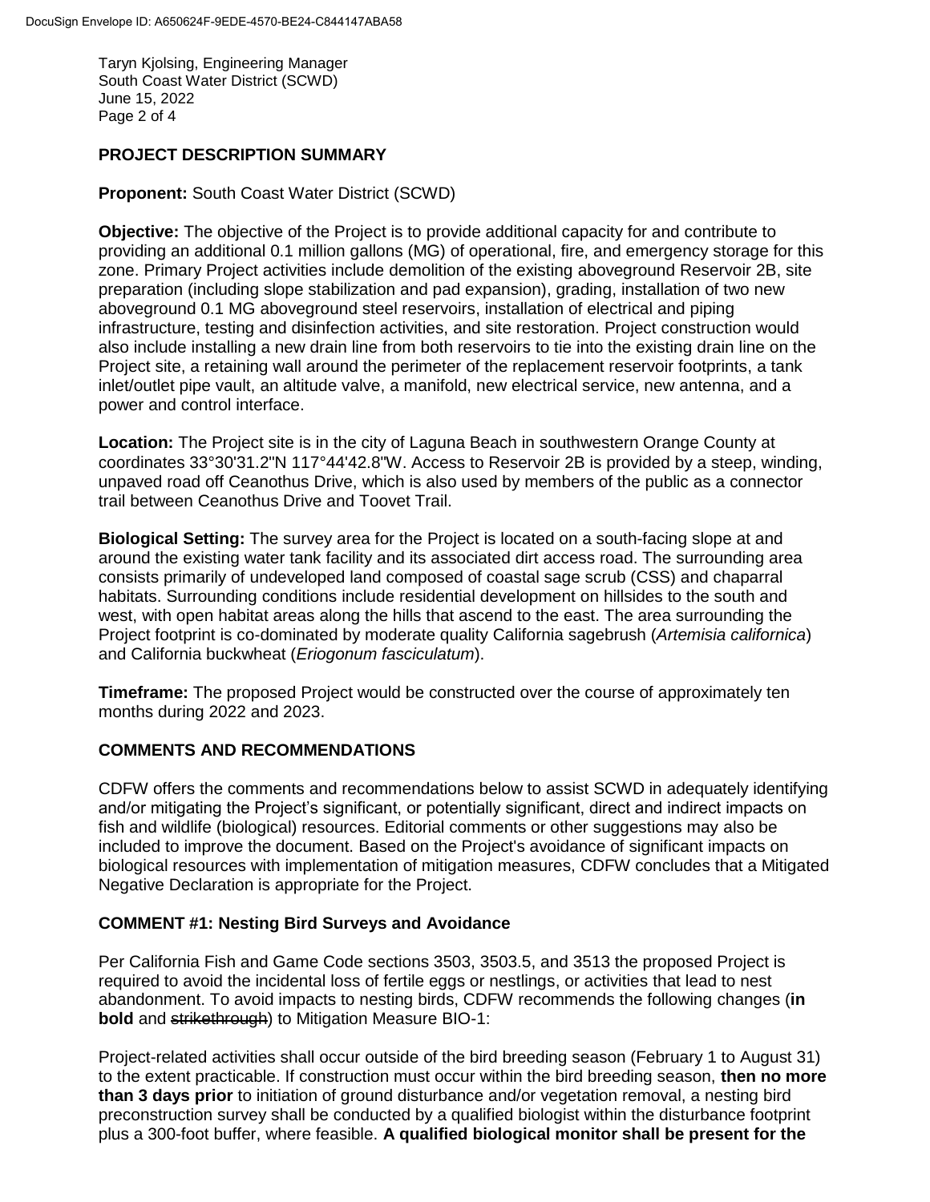## PROJECT DESCRIPTION SUMMARY

**Proponent:** South Coast Water District (SCWD)

**Objective:** The objective of the Project is to provide additional capacity for and contribute to providing an additional 0.1 million gallons (MG) of operational, fire, and emergency storage for this zone. Primary Project activities include demolition of the existing aboveground Reservoir 2B, site preparation (including slope stabilization and pad expansion), grading, installation of two new aboveground 0.1 MG aboveground steel reservoirs, installation of electrical and piping infrastructure, testing and disinfection activities, and site restoration. Project construction would also include installing a new drain line from both reservoirs to tie into the existing drain line on the Project site, a retaining wall around the perimeter of the replacement reservoir footprints, a tank inlet/outlet pipe vault, an altitude valve, a manifold, new electrical service, new antenna, and a power and control interface.

**Location:** The Project site is in the city of Laguna Beach in southwestern Orange County at coordinates 33°30'31.2"N 117°44'42.8"W. Access to Reservoir 2B is provided by a steep, winding, unpaved road off Ceanothus Drive, which is also used by members of the public as a connector trail between Ceanothus Drive and Toovet Trail.

**Biological Setting:** The survey area for the Project is located on a south-facing slope at and around the existing water tank facility and its associated dirt access road. The surrounding area consists primarily of undeveloped land composed of coastal sage scrub (CSS) and chaparral habitats. Surrounding conditions include residential development on hillsides to the south and west, with open habitat areas along the hills that ascend to the east. The area surrounding the Project footprint is co-dominated by moderate quality California sagebrush (*Artemisia californica*) and California buckwheat (*Eriogonum fasciculatum*).

**Timeframe:** The proposed Project would be constructed over the course of approximately ten months during 2022 and 2023.

## COMMENTS AND RECOMMENDATIONS

CDFW offers the comments and recommendations below to assist SCWD in adequately identifying and/or mitigating the Project's significant, or potentially significant, direct and indirect impacts on fish and wildlife (biological) resources. Editorial comments or other suggestions may also be included to improve the document. Based on the Project's avoidance of significant impacts on biological resources with implementation of mitigation measures, CDFW concludes that a Mitigated Negative Declaration is appropriate for the Project.

### COMMENT #1: Nesting Bird Surveys and Avoidance

Per California Fish and Game Code sections 3503, 3503.5, and 3513 the proposed Project is required to avoid the incidental loss of fertile eggs or nestlings, or activities that lead to nest abandonment. To avoid impacts to nesting birds, CDFW recommends the following changes (**in bold** and ~~strikethrough~~) to Mitigation Measure BIO-1:

Project-related activities shall occur outside of the bird breeding season (February 1 to August 31) to the extent practicable. If construction must occur within the bird breeding season, **then no more than 3 days prior** to initiation of ground disturbance and/or vegetation removal, a nesting bird preconstruction survey shall be conducted by a qualified biologist within the disturbance footprint plus a 300-foot buffer, where feasible. **A qualified biological monitor shall be present for the**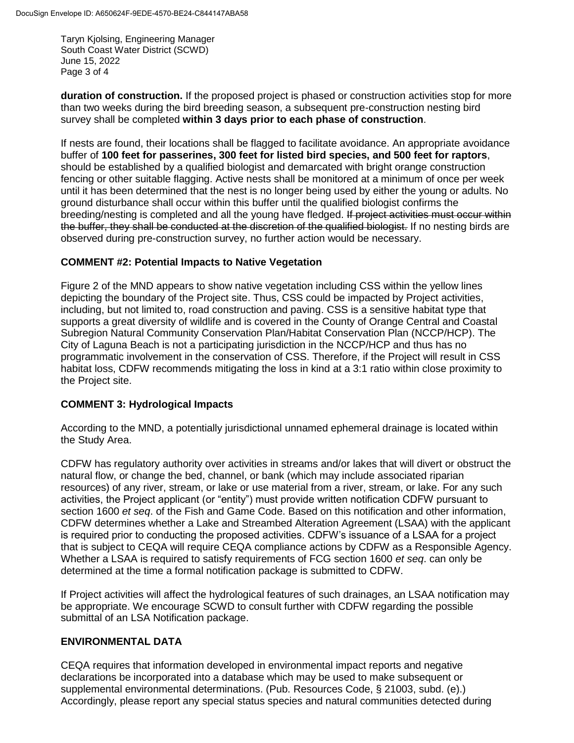**duration of construction.** If the proposed project is phased or construction activities stop for more than two weeks during the bird breeding season, a subsequent pre-construction nesting bird survey shall be completed **within 3 days prior to each phase of construction**.

If nests are found, their locations shall be flagged to facilitate avoidance. An appropriate avoidance buffer of **100 feet for passerines, 300 feet for listed bird species, and 500 feet for raptors**, should be established by a qualified biologist and demarcated with bright orange construction fencing or other suitable flagging. Active nests shall be monitored at a minimum of once per week until it has been determined that the nest is no longer being used by either the young or adults. No ground disturbance shall occur within this buffer until the qualified biologist confirms the breeding/nesting is completed and all the young have fledged. ~~If project activities must occur within the buffer, they shall be conducted at the discretion of the qualified biologist.~~ If no nesting birds are observed during pre-construction survey, no further action would be necessary.

**COMMENT #2: Potential Impacts to Native Vegetation**

Figure 2 of the MND appears to show native vegetation including CSS within the yellow lines depicting the boundary of the Project site. Thus, CSS could be impacted by Project activities, including, but not limited to, road construction and paving. CSS is a sensitive habitat type that supports a great diversity of wildlife and is covered in the County of Orange Central and Coastal Subregion Natural Community Conservation Plan/Habitat Conservation Plan (NCCP/HCP). The City of Laguna Beach is not a participating jurisdiction in the NCCP/HCP and thus has no programmatic involvement in the conservation of CSS. Therefore, if the Project will result in CSS habitat loss, CDFW recommends mitigating the loss in kind at a 3:1 ratio within close proximity to the Project site.

**COMMENT 3: Hydrological Impacts**

According to the MND, a potentially jurisdictional unnamed ephemeral drainage is located within the Study Area.

CDFW has regulatory authority over activities in streams and/or lakes that will divert or obstruct the natural flow, or change the bed, channel, or bank (which may include associated riparian resources) of any river, stream, or lake or use material from a river, stream, or lake. For any such activities, the Project applicant (or "entity") must provide written notification CDFW pursuant to section 1600 *et seq*. of the Fish and Game Code. Based on this notification and other information, CDFW determines whether a Lake and Streambed Alteration Agreement (LSAA) with the applicant is required prior to conducting the proposed activities. CDFW's issuance of a LSAA for a project that is subject to CEQA will require CEQA compliance actions by CDFW as a Responsible Agency. Whether a LSAA is required to satisfy requirements of FCG section 1600 *et seq*. can only be determined at the time a formal notification package is submitted to CDFW.

If Project activities will affect the hydrological features of such drainages, an LSAA notification may be appropriate. We encourage SCWD to consult further with CDFW regarding the possible submittal of an LSA Notification package.

**ENVIRONMENTAL DATA**

CEQA requires that information developed in environmental impact reports and negative declarations be incorporated into a database which may be used to make subsequent or supplemental environmental determinations. (Pub. Resources Code, § 21003, subd. (e).) Accordingly, please report any special status species and natural communities detected during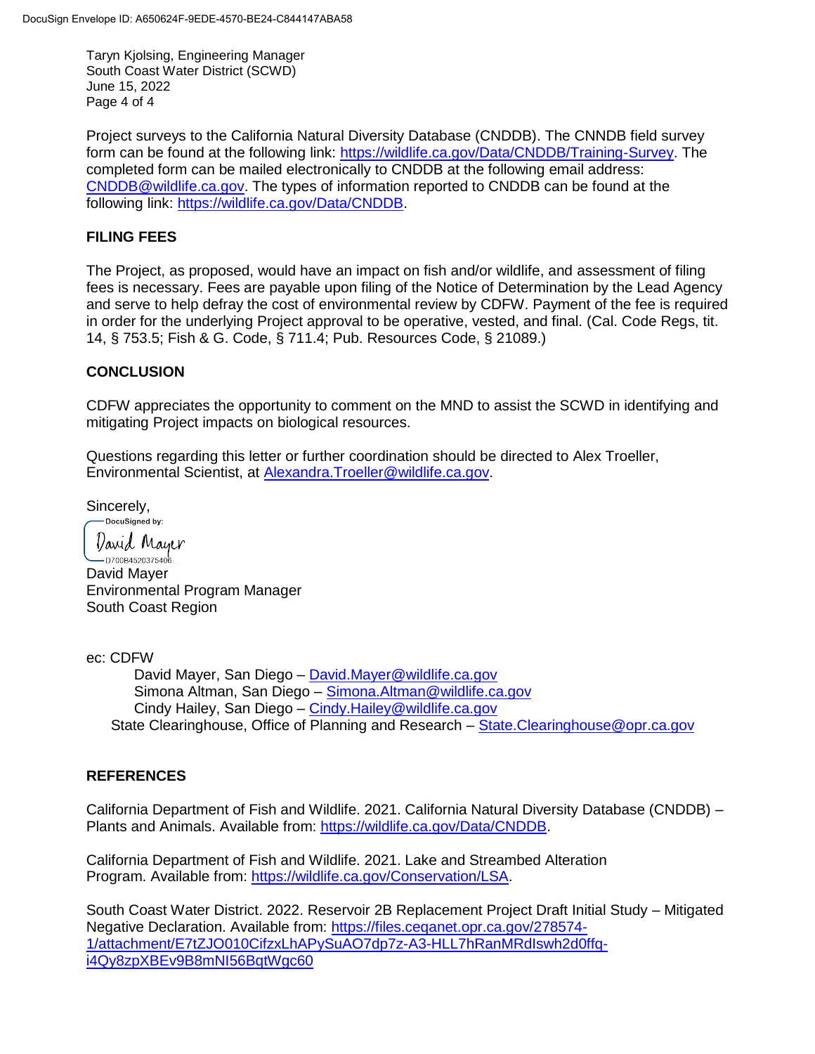Project surveys to the California Natural Diversity Database (CNDDB). The CNNDB field survey form can be found at the following link: https://wildlife.ca.gov/Data/CNDDB/Training-Survey. The completed form can be mailed electronically to CNDDB at the following email address: CNDDB@wildlife.ca.gov. The types of information reported to CNDDB can be found at the following link: https://wildlife.ca.gov/Data/CNDDB.

## FILING FEES

The Project, as proposed, would have an impact on fish and/or wildlife, and assessment of filing fees is necessary. Fees are payable upon filing of the Notice of Determination by the Lead Agency and serve to help defray the cost of environmental review by CDFW. Payment of the fee is required in order for the underlying Project approval to be operative, vested, and final. (Cal. Code Regs, tit. 14, § 753.5; Fish & G. Code, § 711.4; Pub. Resources Code, § 21089.)

## CONCLUSION

CDFW appreciates the opportunity to comment on the MND to assist the SCWD in identifying and mitigating Project impacts on biological resources.

Questions regarding this letter or further coordination should be directed to Alex Troeller, Environmental Scientist, at Alexandra.Troeller@wildlife.ca.gov.

Sincerely,

DocuSigned by:
David Mayer
D700B4520375406...

David Mayer
Environmental Program Manager
South Coast Region

ec: CDFW
David Mayer, San Diego – David.Mayer@wildlife.ca.gov
Simona Altman, San Diego – Simona.Altman@wildlife.ca.gov
Cindy Hailey, San Diego – Cindy.Hailey@wildlife.ca.gov
State Clearinghouse, Office of Planning and Research – State.Clearinghouse@opr.ca.gov

## REFERENCES

California Department of Fish and Wildlife. 2021. California Natural Diversity Database (CNDDB) – Plants and Animals. Available from: https://wildlife.ca.gov/Data/CNDDB.

California Department of Fish and Wildlife. 2021. Lake and Streambed Alteration Program. Available from: https://wildlife.ca.gov/Conservation/LSA.

South Coast Water District. 2022. Reservoir 2B Replacement Project Draft Initial Study – Mitigated Negative Declaration. Available from: https://files.ceqanet.opr.ca.gov/278574-1/attachment/E7tZJO010CifzxLhAPySuAO7dp7z-A3-HLL7hRanMRdIswh2d0ffq-i4Qy8zpXBEv9B8mNI56BqtWgc60